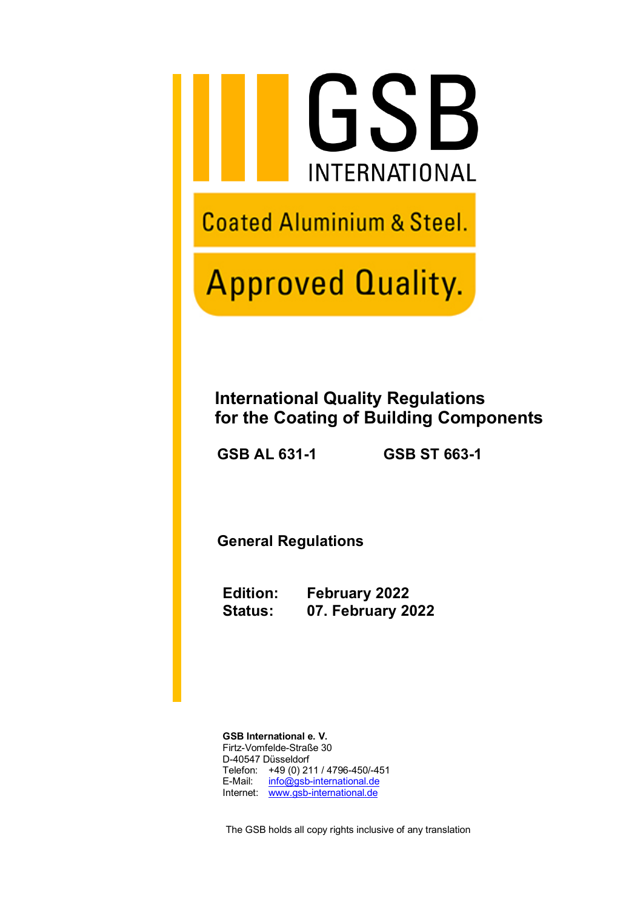GSB INTERNATIONAL

Coated Aluminium & Steel.

Approved Quality.

# International Quality Regulations for the Coating of Building Components

**GSB AL 631-1** **GSB ST 663-1**

## General Regulations

**Edition:** **February 2022**
**Status:** **07. February 2022**

**GSB International e. V.**
Firtz-Vomfelde-Straße 30
D-40547 Düsseldorf
Telefon: +49 (0) 211 / 4796-450/-451
E-Mail: info@gsb-international.de
Internet: www.gsb-international.de

The GSB holds all copy rights inclusive of any translation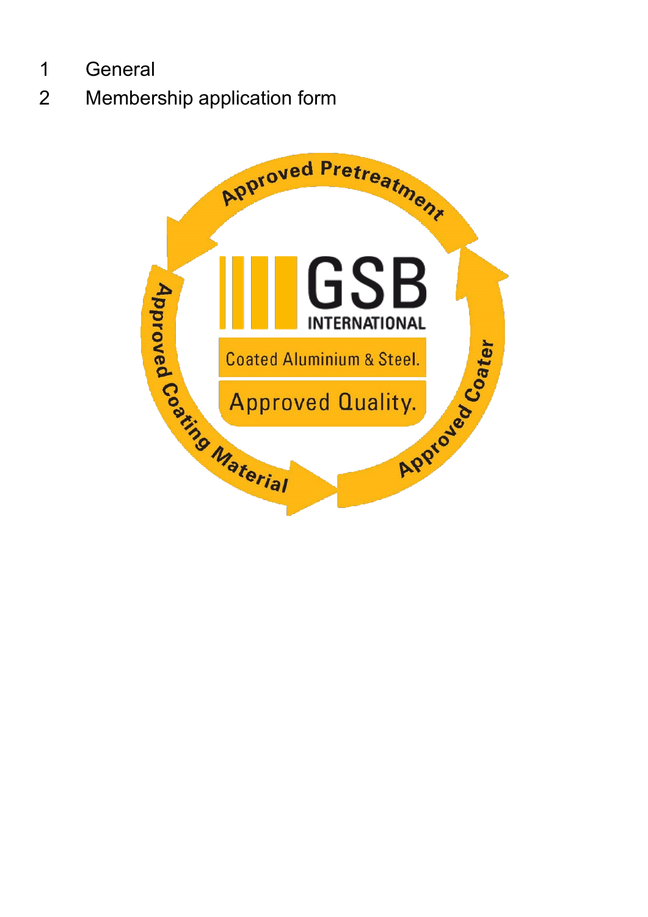1 General

2 Membership application form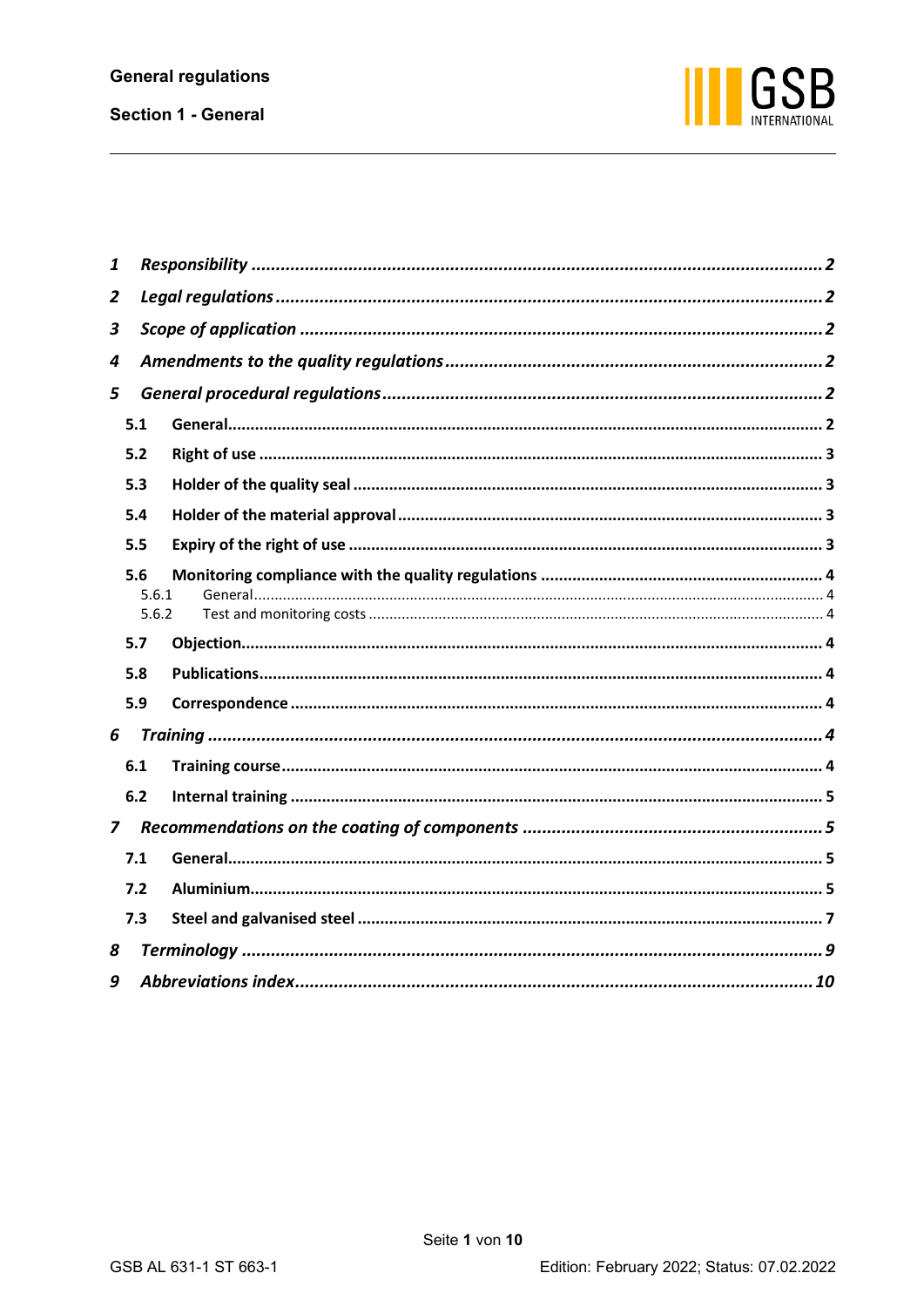| | | |
|---|---|---|
| ***1*** | ***Responsibility*** | ***2*** |
| ***2*** | ***Legal regulations*** | ***2*** |
| ***3*** | ***Scope of application*** | ***2*** |
| ***4*** | ***Amendments to the quality regulations*** | ***2*** |
| ***5*** | ***General procedural regulations*** | ***2*** |
| **5.1** | **General** | **2** |
| **5.2** | **Right of use** | **3** |
| **5.3** | **Holder of the quality seal** | **3** |
| **5.4** | **Holder of the material approval** | **3** |
| **5.5** | **Expiry of the right of use** | **3** |
| **5.6** | **Monitoring compliance with the quality regulations** | **4** |
| 5.6.1 | General | 4 |
| 5.6.2 | Test and monitoring costs | 4 |
| **5.7** | **Objection** | **4** |
| **5.8** | **Publications** | **4** |
| **5.9** | **Correspondence** | **4** |
| ***6*** | ***Training*** | ***4*** |
| **6.1** | **Training course** | **4** |
| **6.2** | **Internal training** | **5** |
| ***7*** | ***Recommendations on the coating of components*** | ***5*** |
| **7.1** | **General** | **5** |
| **7.2** | **Aluminium** | **5** |
| **7.3** | **Steel and galvanised steel** | **7** |
| ***8*** | ***Terminology*** | ***9*** |
| ***9*** | ***Abbreviations index*** | ***10*** |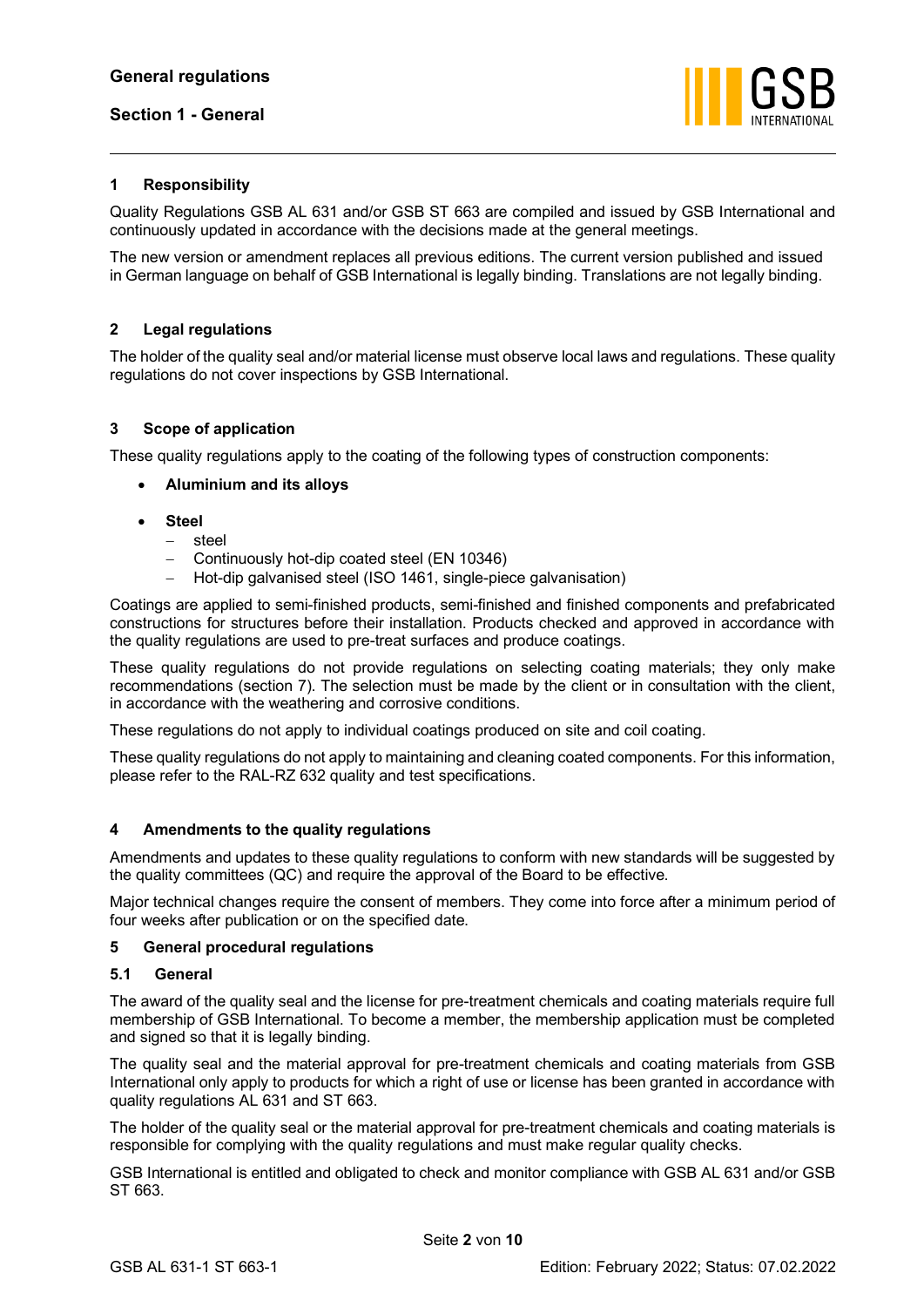## 1 Responsibility

Quality Regulations GSB AL 631 and/or GSB ST 663 are compiled and issued by GSB International and continuously updated in accordance with the decisions made at the general meetings.

The new version or amendment replaces all previous editions. The current version published and issued in German language on behalf of GSB International is legally binding. Translations are not legally binding.

## 2 Legal regulations

The holder of the quality seal and/or material license must observe local laws and regulations. These quality regulations do not cover inspections by GSB International.

## 3 Scope of application

These quality regulations apply to the coating of the following types of construction components:

- **Aluminium and its alloys**
- **Steel**
  - steel
  - Continuously hot-dip coated steel (EN 10346)
  - Hot-dip galvanised steel (ISO 1461, single-piece galvanisation)

Coatings are applied to semi-finished products, semi-finished and finished components and prefabricated constructions for structures before their installation. Products checked and approved in accordance with the quality regulations are used to pre-treat surfaces and produce coatings.

These quality regulations do not provide regulations on selecting coating materials; they only make recommendations (section 7). The selection must be made by the client or in consultation with the client, in accordance with the weathering and corrosive conditions.

These regulations do not apply to individual coatings produced on site and coil coating.

These quality regulations do not apply to maintaining and cleaning coated components. For this information, please refer to the RAL-RZ 632 quality and test specifications.

## 4 Amendments to the quality regulations

Amendments and updates to these quality regulations to conform with new standards will be suggested by the quality committees (QC) and require the approval of the Board to be effective.

Major technical changes require the consent of members. They come into force after a minimum period of four weeks after publication or on the specified date.

## 5 General procedural regulations

### 5.1 General

The award of the quality seal and the license for pre-treatment chemicals and coating materials require full membership of GSB International. To become a member, the membership application must be completed and signed so that it is legally binding.

The quality seal and the material approval for pre-treatment chemicals and coating materials from GSB International only apply to products for which a right of use or license has been granted in accordance with quality regulations AL 631 and ST 663.

The holder of the quality seal or the material approval for pre-treatment chemicals and coating materials is responsible for complying with the quality regulations and must make regular quality checks.

GSB International is entitled and obligated to check and monitor compliance with GSB AL 631 and/or GSB ST 663.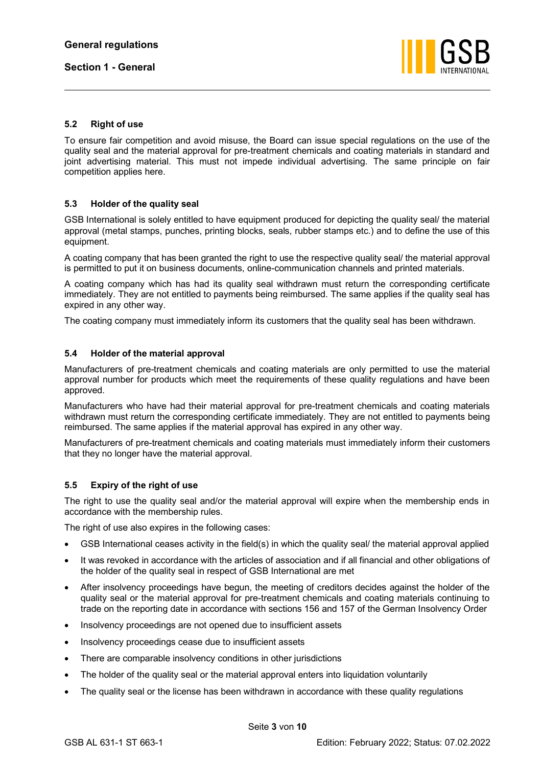### 5.2 Right of use

To ensure fair competition and avoid misuse, the Board can issue special regulations on the use of the quality seal and the material approval for pre-treatment chemicals and coating materials in standard and joint advertising material. This must not impede individual advertising. The same principle on fair competition applies here.

### 5.3 Holder of the quality seal

GSB International is solely entitled to have equipment produced for depicting the quality seal/ the material approval (metal stamps, punches, printing blocks, seals, rubber stamps etc.) and to define the use of this equipment.

A coating company that has been granted the right to use the respective quality seal/ the material approval is permitted to put it on business documents, online-communication channels and printed materials.

A coating company which has had its quality seal withdrawn must return the corresponding certificate immediately. They are not entitled to payments being reimbursed. The same applies if the quality seal has expired in any other way.

The coating company must immediately inform its customers that the quality seal has been withdrawn.

### 5.4 Holder of the material approval

Manufacturers of pre-treatment chemicals and coating materials are only permitted to use the material approval number for products which meet the requirements of these quality regulations and have been approved.

Manufacturers who have had their material approval for pre-treatment chemicals and coating materials withdrawn must return the corresponding certificate immediately. They are not entitled to payments being reimbursed. The same applies if the material approval has expired in any other way.

Manufacturers of pre-treatment chemicals and coating materials must immediately inform their customers that they no longer have the material approval.

### 5.5 Expiry of the right of use

The right to use the quality seal and/or the material approval will expire when the membership ends in accordance with the membership rules.

The right of use also expires in the following cases:

- GSB International ceases activity in the field(s) in which the quality seal/ the material approval applied
- It was revoked in accordance with the articles of association and if all financial and other obligations of the holder of the quality seal in respect of GSB International are met
- After insolvency proceedings have begun, the meeting of creditors decides against the holder of the quality seal or the material approval for pre-treatment chemicals and coating materials continuing to trade on the reporting date in accordance with sections 156 and 157 of the German Insolvency Order
- Insolvency proceedings are not opened due to insufficient assets
- Insolvency proceedings cease due to insufficient assets
- There are comparable insolvency conditions in other jurisdictions
- The holder of the quality seal or the material approval enters into liquidation voluntarily
- The quality seal or the license has been withdrawn in accordance with these quality regulations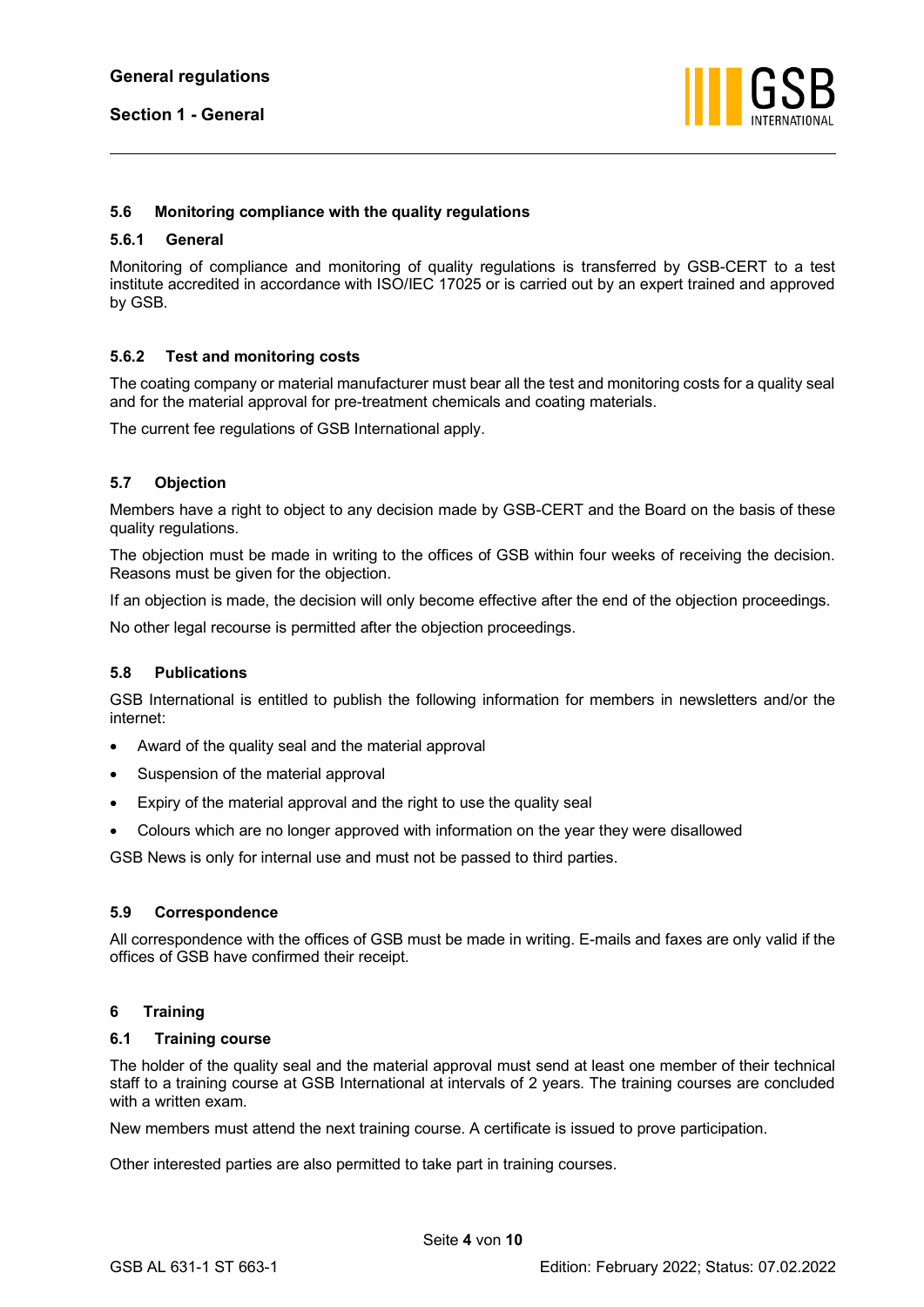### 5.6 Monitoring compliance with the quality regulations

#### 5.6.1 General

Monitoring of compliance and monitoring of quality regulations is transferred by GSB-CERT to a test institute accredited in accordance with ISO/IEC 17025 or is carried out by an expert trained and approved by GSB.

#### 5.6.2 Test and monitoring costs

The coating company or material manufacturer must bear all the test and monitoring costs for a quality seal and for the material approval for pre-treatment chemicals and coating materials.

The current fee regulations of GSB International apply.

### 5.7 Objection

Members have a right to object to any decision made by GSB-CERT and the Board on the basis of these quality regulations.

The objection must be made in writing to the offices of GSB within four weeks of receiving the decision. Reasons must be given for the objection.

If an objection is made, the decision will only become effective after the end of the objection proceedings.

No other legal recourse is permitted after the objection proceedings.

### 5.8 Publications

GSB International is entitled to publish the following information for members in newsletters and/or the internet:

- Award of the quality seal and the material approval
- Suspension of the material approval
- Expiry of the material approval and the right to use the quality seal
- Colours which are no longer approved with information on the year they were disallowed

GSB News is only for internal use and must not be passed to third parties.

### 5.9 Correspondence

All correspondence with the offices of GSB must be made in writing. E-mails and faxes are only valid if the offices of GSB have confirmed their receipt.

## 6 Training

### 6.1 Training course

The holder of the quality seal and the material approval must send at least one member of their technical staff to a training course at GSB International at intervals of 2 years. The training courses are concluded with a written exam.

New members must attend the next training course. A certificate is issued to prove participation.

Other interested parties are also permitted to take part in training courses.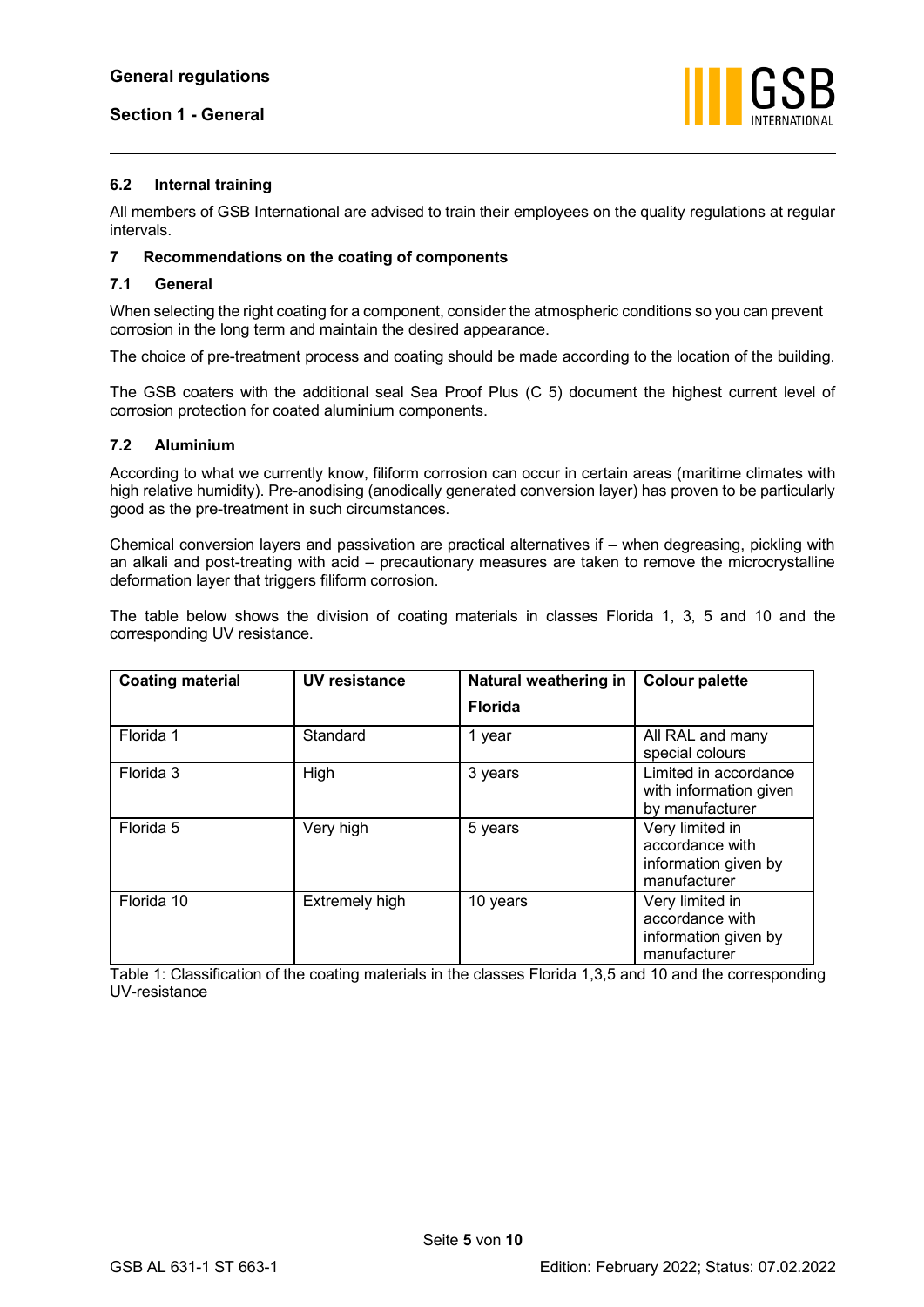### 6.2 Internal training

All members of GSB International are advised to train their employees on the quality regulations at regular intervals.

## 7 Recommendations on the coating of components

### 7.1 General

When selecting the right coating for a component, consider the atmospheric conditions so you can prevent corrosion in the long term and maintain the desired appearance.

The choice of pre-treatment process and coating should be made according to the location of the building.

The GSB coaters with the additional seal Sea Proof Plus (C 5) document the highest current level of corrosion protection for coated aluminium components.

### 7.2 Aluminium

According to what we currently know, filiform corrosion can occur in certain areas (maritime climates with high relative humidity). Pre-anodising (anodically generated conversion layer) has proven to be particularly good as the pre-treatment in such circumstances.

Chemical conversion layers and passivation are practical alternatives if – when degreasing, pickling with an alkali and post-treating with acid – precautionary measures are taken to remove the microcrystalline deformation layer that triggers filiform corrosion.

The table below shows the division of coating materials in classes Florida 1, 3, 5 and 10 and the corresponding UV resistance.

| Coating material | UV resistance | Natural weathering in Florida | Colour palette |
|---|---|---|---|
| Florida 1 | Standard | 1 year | All RAL and many special colours |
| Florida 3 | High | 3 years | Limited in accordance with information given by manufacturer |
| Florida 5 | Very high | 5 years | Very limited in accordance with information given by manufacturer |
| Florida 10 | Extremely high | 10 years | Very limited in accordance with information given by manufacturer |

Table 1: Classification of the coating materials in the classes Florida 1,3,5 and 10 and the corresponding UV-resistance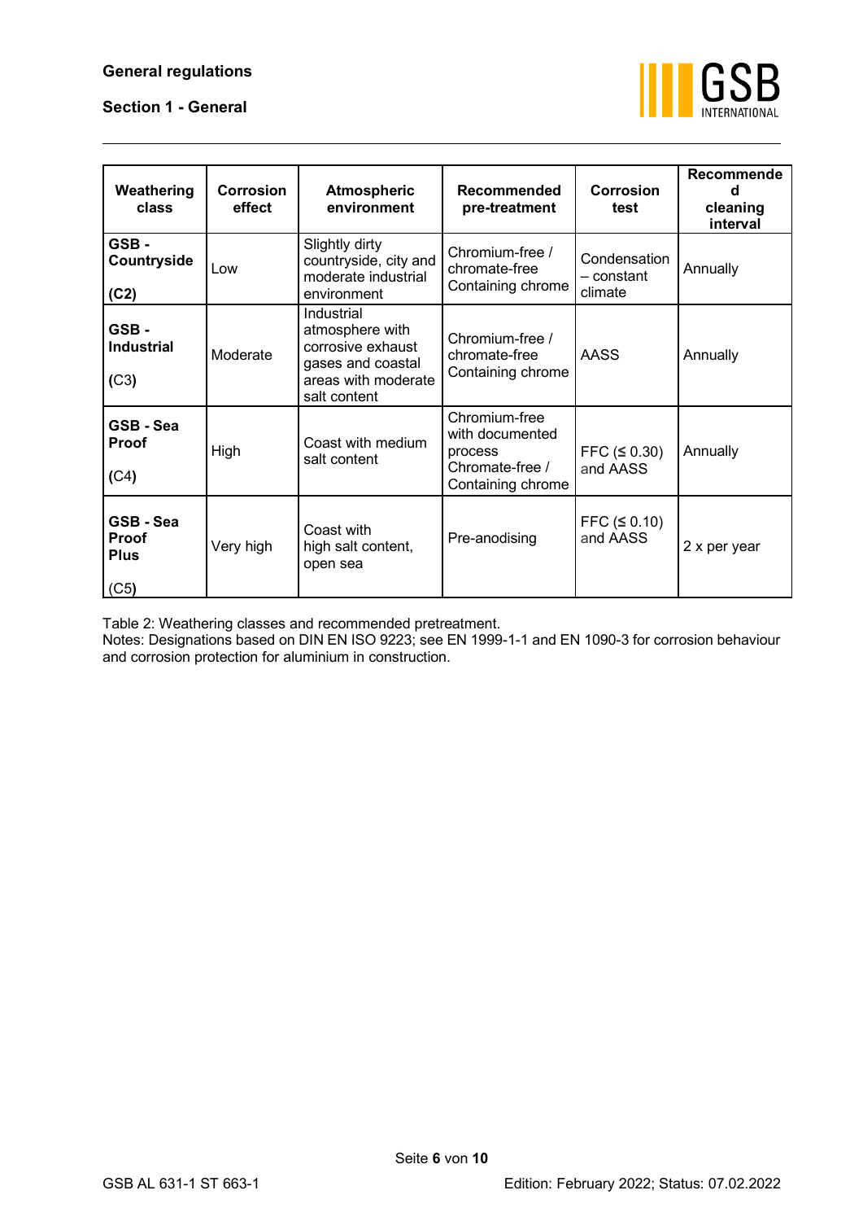| Weathering class | Corrosion effect | Atmospheric environment | Recommended pre-treatment | Corrosion test | Recommended cleaning interval |
|---|---|---|---|---|---|
| **GSB - Countryside (C2)** | Low | Slightly dirty countryside, city and moderate industrial environment | Chromium-free / chromate-free Containing chrome | Condensation – constant climate | Annually |
| **GSB - Industrial** (C3) | Moderate | Industrial atmosphere with corrosive exhaust gases and coastal areas with moderate salt content | Chromium-free / chromate-free Containing chrome | AASS | Annually |
| **GSB - Sea Proof** (C4) | High | Coast with medium salt content | Chromium-free with documented process Chromate-free / Containing chrome | FFC (≤ 0.30) and AASS | Annually |
| **GSB - Sea Proof Plus** (C5) | Very high | Coast with high salt content, open sea | Pre-anodising | FFC (≤ 0.10) and AASS | 2 x per year |

Table 2: Weathering classes and recommended pretreatment.
Notes: Designations based on DIN EN ISO 9223; see EN 1999-1-1 and EN 1090-3 for corrosion behaviour and corrosion protection for aluminium in construction.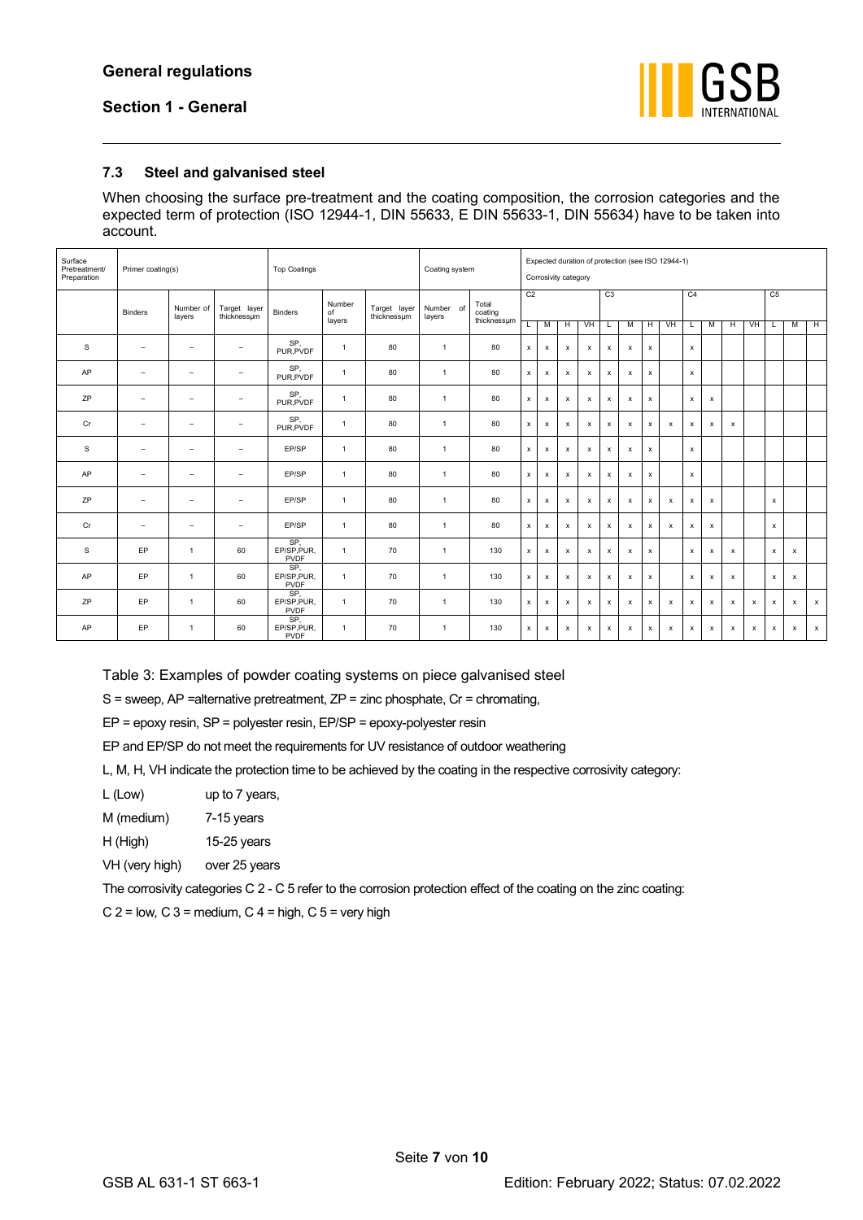### 7.3 Steel and galvanised steel

When choosing the surface pre-treatment and the coating composition, the corrosion categories and the expected term of protection (ISO 12944-1, DIN 55633, E DIN 55633-1, DIN 55634) have to be taken into account.

| Surface Pretreatment/ Preparation | Primer coating(s) | | | Top Coatings | | | Coating system | | Expected duration of protection (see ISO 12944-1) Corrosivity category | | | | | | | | | | | | | | |
|---|---|---|---|---|---|---|---|---|---|---|---|---|---|---|---|---|---|---|---|---|---|---|---|
| | Binders | Number of layers | Target layer thicknessμm | Binders | Number of layers | Target layer thicknessμm | Number of layers | Total coating thicknessμm | C2 | | | | C3 | | | | C4 | | | | C5 | | |
| | | | | | | | | | L | M | H | VH | L | M | H | VH | L | M | H | VH | L | M | H |
| S | – | – | – | SP, PUR,PVDF | 1 | 80 | 1 | 80 | x | x | x | x | x | x | x | | x | | | | | | |
| AP | – | – | – | SP, PUR,PVDF | 1 | 80 | 1 | 80 | x | x | x | x | x | x | x | | x | | | | | | |
| ZP | – | – | – | SP, PUR,PVDF | 1 | 80 | 1 | 80 | x | x | x | x | x | x | x | | x | x | | | | | |
| Cr | – | – | – | SP, PUR,PVDF | 1 | 80 | 1 | 80 | x | x | x | x | x | x | x | x | x | x | x | | | | |
| S | – | – | – | EP/SP | 1 | 80 | 1 | 80 | x | x | x | x | x | x | x | | x | | | | | | |
| AP | – | – | – | EP/SP | 1 | 80 | 1 | 80 | x | x | x | x | x | x | x | | x | | | | | | |
| ZP | – | – | – | EP/SP | 1 | 80 | 1 | 80 | x | x | x | x | x | x | x | x | x | x | | | x | | |
| Cr | – | – | – | EP/SP | 1 | 80 | 1 | 80 | x | x | x | x | x | x | x | x | x | x | | | x | | |
| S | EP | 1 | 60 | SP, EP/SP,PUR, PVDF | 1 | 70 | 1 | 130 | x | x | x | x | x | x | x | | x | x | x | | x | x | |
| AP | EP | 1 | 60 | SP, EP/SP,PUR, PVDF | 1 | 70 | 1 | 130 | x | x | x | x | x | x | x | | x | x | x | | x | x | |
| ZP | EP | 1 | 60 | SP, EP/SP,PUR, PVDF | 1 | 70 | 1 | 130 | x | x | x | x | x | x | x | x | x | x | x | x | x | x | x |
| AP | EP | 1 | 60 | SP, EP/SP,PUR, PVDF | 1 | 70 | 1 | 130 | x | x | x | x | x | x | x | x | x | x | x | x | x | x | x |

Table 3: Examples of powder coating systems on piece galvanised steel

S = sweep, AP =alternative pretreatment, ZP = zinc phosphate, Cr = chromating,

EP = epoxy resin, SP = polyester resin, EP/SP = epoxy-polyester resin

EP and EP/SP do not meet the requirements for UV resistance of outdoor weathering

L, M, H, VH indicate the protection time to be achieved by the coating in the respective corrosivity category:

L (Low) up to 7 years,

M (medium) 7-15 years

H (High) 15-25 years

VH (very high) over 25 years

The corrosivity categories C 2 - C 5 refer to the corrosion protection effect of the coating on the zinc coating:

C 2 = low, C 3 = medium, C 4 = high, C 5 = very high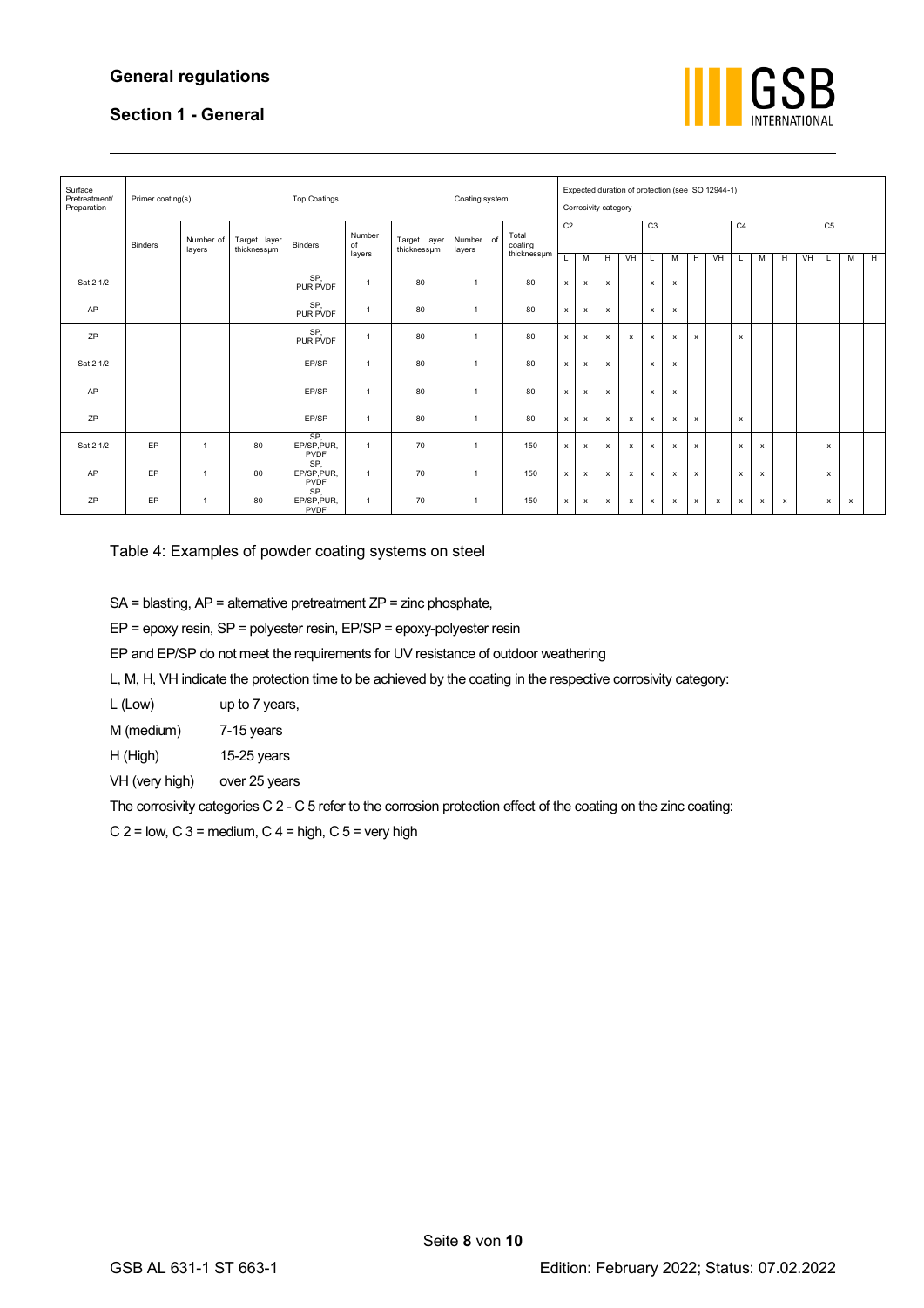| Surface Pretreatment/ Preparation | Primer coating(s) | | | Top Coatings | | | Coating system | | Expected duration of protection (see ISO 12944-1) Corrosivity category | | | | | | | | | | | | | | | |
|---|---|---|---|---|---|---|---|---|---|---|---|---|---|---|---|---|---|---|---|---|---|---|---|
| | Binders | Number of layers | Target layer thicknessµm | Binders | Number of layers | Target layer thicknessµm | Number of layers | Total coating thicknessµm | C2 | | | | C3 | | | | C4 | | | | C5 | | |
| | | | | | | | | | L | M | H | VH | L | M | H | VH | L | M | H | VH | L | M | H |
| Sat 2 1/2 | – | – | – | SP, PUR,PVDF | 1 | 80 | 1 | 80 | x | x | x | | x | x | | | | | | | | | |
| AP | – | – | – | SP, PUR,PVDF | 1 | 80 | 1 | 80 | x | x | x | | x | x | | | | | | | | | |
| ZP | – | – | – | SP, PUR,PVDF | 1 | 80 | 1 | 80 | x | x | x | x | x | x | x | | x | | | | | | |
| Sat 2 1/2 | – | – | – | EP/SP | 1 | 80 | 1 | 80 | x | x | x | | x | x | | | | | | | | | |
| AP | – | – | – | EP/SP | 1 | 80 | 1 | 80 | x | x | x | | x | x | | | | | | | | | |
| ZP | – | – | – | EP/SP | 1 | 80 | 1 | 80 | x | x | x | x | x | x | x | | x | | | | | | |
| Sat 2 1/2 | EP | 1 | 80 | SP, EP/SP,PUR, PVDF | 1 | 70 | 1 | 150 | x | x | x | x | x | x | x | | x | x | | | x | | |
| AP | EP | 1 | 80 | SP, EP/SP,PUR, PVDF | 1 | 70 | 1 | 150 | x | x | x | x | x | x | x | | x | x | | | x | | |
| ZP | EP | 1 | 80 | SP, EP/SP,PUR, PVDF | 1 | 70 | 1 | 150 | x | x | x | x | x | x | x | x | x | x | x | | x | x | |

Table 4: Examples of powder coating systems on steel

SA = blasting, AP = alternative pretreatment ZP = zinc phosphate,

EP = epoxy resin, SP = polyester resin, EP/SP = epoxy-polyester resin

EP and EP/SP do not meet the requirements for UV resistance of outdoor weathering

L, M, H, VH indicate the protection time to be achieved by the coating in the respective corrosivity category:

L (Low) up to 7 years,

M (medium) 7-15 years

H (High) 15-25 years

VH (very high) over 25 years

The corrosivity categories C 2 - C 5 refer to the corrosion protection effect of the coating on the zinc coating:

C 2 = low, C 3 = medium, C 4 = high, C 5 = very high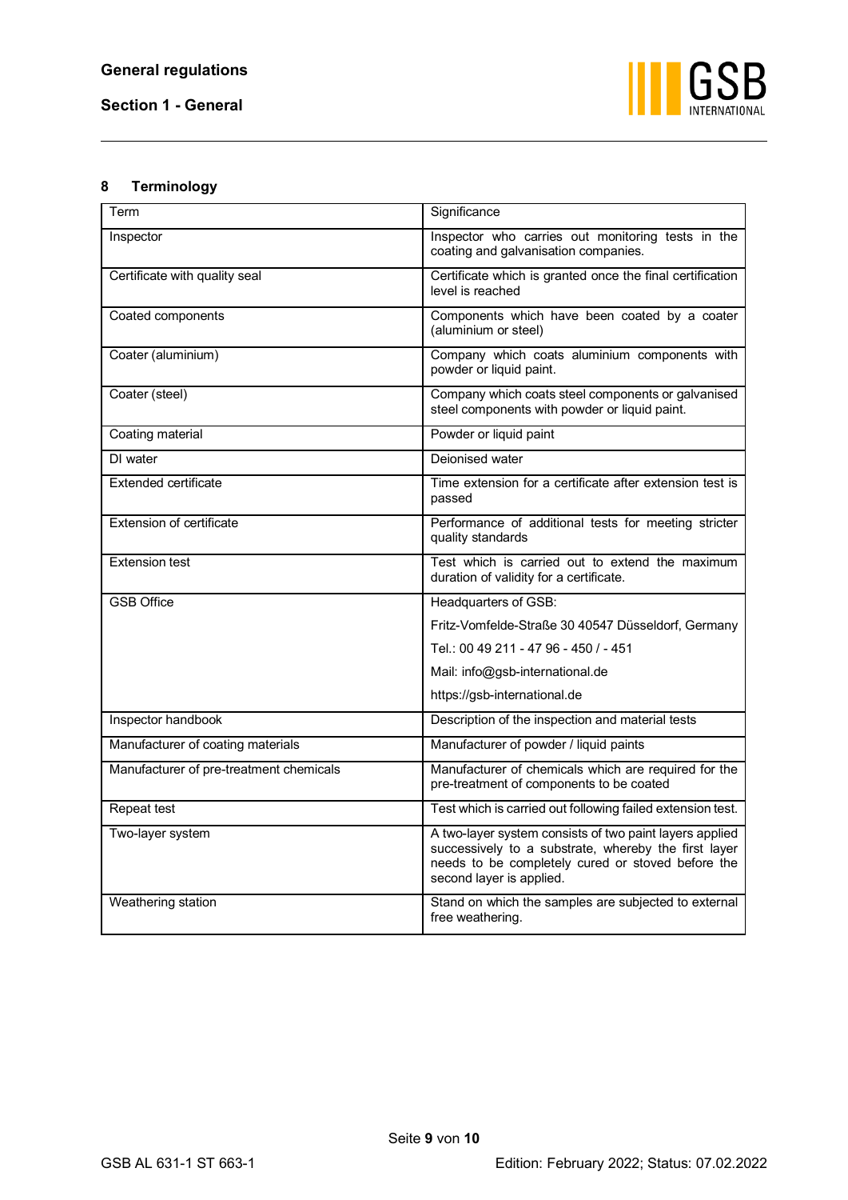## 8 Terminology

| Term | Significance |
|---|---|
| Inspector | Inspector who carries out monitoring tests in the coating and galvanisation companies. |
| Certificate with quality seal | Certificate which is granted once the final certification level is reached |
| Coated components | Components which have been coated by a coater (aluminium or steel) |
| Coater (aluminium) | Company which coats aluminium components with powder or liquid paint. |
| Coater (steel) | Company which coats steel components or galvanised steel components with powder or liquid paint. |
| Coating material | Powder or liquid paint |
| DI water | Deionised water |
| Extended certificate | Time extension for a certificate after extension test is passed |
| Extension of certificate | Performance of additional tests for meeting stricter quality standards |
| Extension test | Test which is carried out to extend the maximum duration of validity for a certificate. |
| GSB Office | Headquarters of GSB:<br>Fritz-Vomfelde-Straße 30 40547 Düsseldorf, Germany<br>Tel.: 00 49 211 - 47 96 - 450 / - 451<br>Mail: info@gsb-international.de<br>https://gsb-international.de |
| Inspector handbook | Description of the inspection and material tests |
| Manufacturer of coating materials | Manufacturer of powder / liquid paints |
| Manufacturer of pre-treatment chemicals | Manufacturer of chemicals which are required for the pre-treatment of components to be coated |
| Repeat test | Test which is carried out following failed extension test. |
| Two-layer system | A two-layer system consists of two paint layers applied successively to a substrate, whereby the first layer needs to be completely cured or stoved before the second layer is applied. |
| Weathering station | Stand on which the samples are subjected to external free weathering. |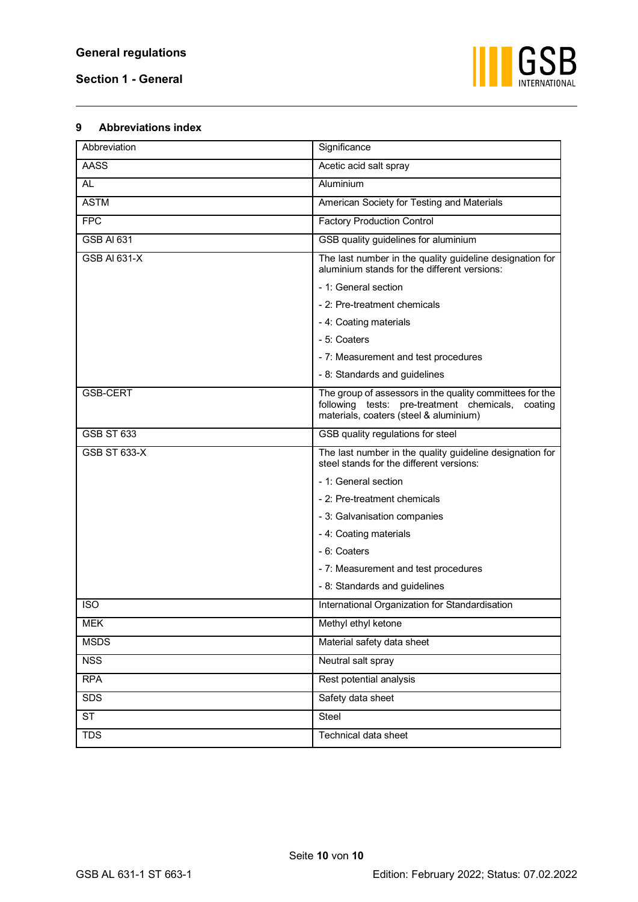## 9 Abbreviations index

| Abbreviation | Significance |
|---|---|
| AASS | Acetic acid salt spray |
| AL | Aluminium |
| ASTM | American Society for Testing and Materials |
| FPC | Factory Production Control |
| GSB Al 631 | GSB quality guidelines for aluminium |
| GSB Al 631-X | The last number in the quality guideline designation for aluminium stands for the different versions:<br>- 1: General section<br>- 2: Pre-treatment chemicals<br>- 4: Coating materials<br>- 5: Coaters<br>- 7: Measurement and test procedures<br>- 8: Standards and guidelines |
| GSB-CERT | The group of assessors in the quality committees for the following tests: pre-treatment chemicals, coating materials, coaters (steel & aluminium) |
| GSB ST 633 | GSB quality regulations for steel |
| GSB ST 633-X | The last number in the quality guideline designation for steel stands for the different versions:<br>- 1: General section<br>- 2: Pre-treatment chemicals<br>- 3: Galvanisation companies<br>- 4: Coating materials<br>- 6: Coaters<br>- 7: Measurement and test procedures<br>- 8: Standards and guidelines |
| ISO | International Organization for Standardisation |
| MEK | Methyl ethyl ketone |
| MSDS | Material safety data sheet |
| NSS | Neutral salt spray |
| RPA | Rest potential analysis |
| SDS | Safety data sheet |
| ST | Steel |
| TDS | Technical data sheet |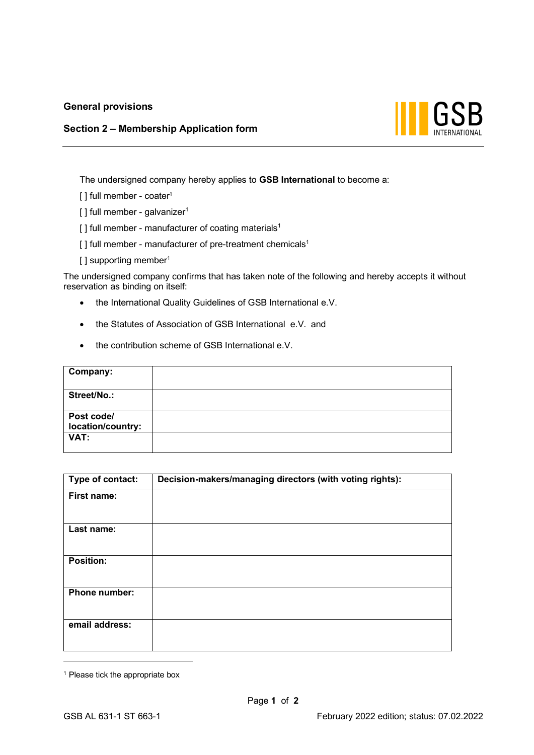**General provisions**

**Section 2 – Membership Application form**

The undersigned company hereby applies to **GSB International** to become a:

[ ] full member - coater[1]

[ ] full member - galvanizer[1]

[ ] full member - manufacturer of coating materials[1]

[ ] full member - manufacturer of pre-treatment chemicals[1]

[ ] supporting member[1]

The undersigned company confirms that has taken note of the following and hereby accepts it without reservation as binding on itself:

- the International Quality Guidelines of GSB International e.V.
- the Statutes of Association of GSB International e.V. and
- the contribution scheme of GSB International e.V.

| **Company:** | |
|---|---|
| **Street/No.:** | |
| **Post code/ location/country:** | |
| **VAT:** | |

| **Type of contact:** | **Decision-makers/managing directors (with voting rights):** |
|---|---|
| **First name:** | |
| **Last name:** | |
| **Position:** | |
| **Phone number:** | |
| **email address:** | |

[1] Please tick the appropriate box

GSB AL 631-1 ST 663-1 February 2022 edition; status: 07.02.2022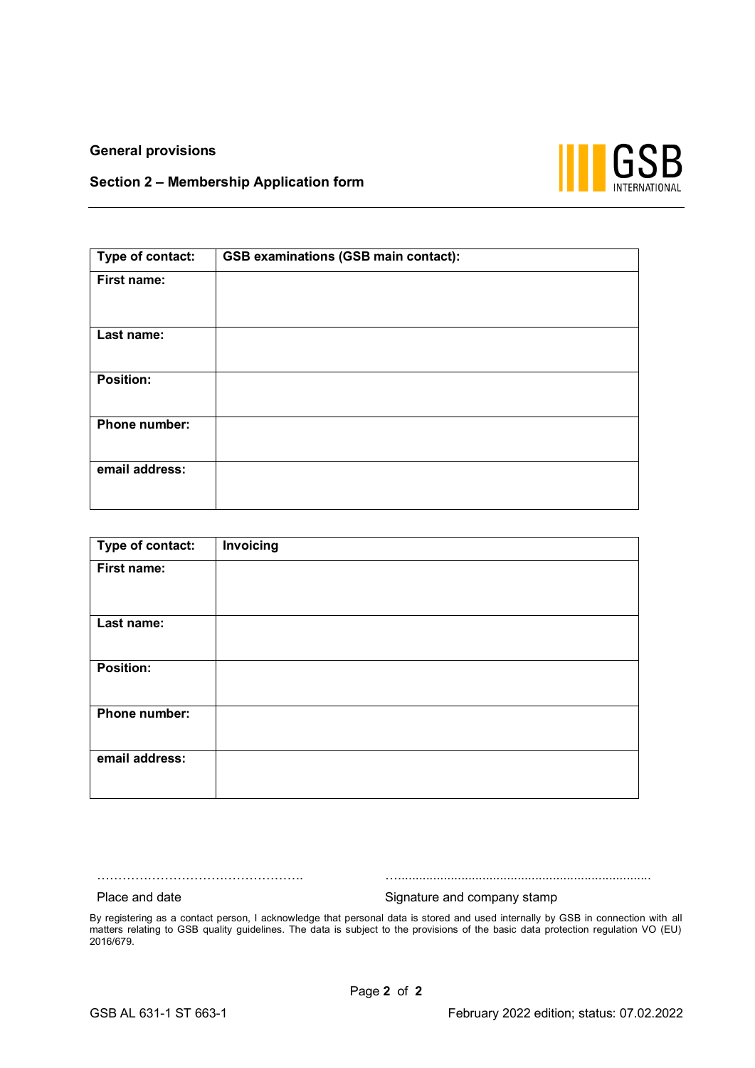**General provisions**

**Section 2 – Membership Application form**

| **Type of contact:** | **GSB examinations (GSB main contact):** |
|---|---|
| **First name:** | |
| **Last name:** | |
| **Position:** | |
| **Phone number:** | |
| **email address:** | |

| **Type of contact:** | **Invoicing** |
|---|---|
| **First name:** | |
| **Last name:** | |
| **Position:** | |
| **Phone number:** | |
| **email address:** | |

…………………………………………. …......................................................................

Place and date Signature and company stamp

By registering as a contact person, I acknowledge that personal data is stored and used internally by GSB in connection with all matters relating to GSB quality guidelines. The data is subject to the provisions of the basic data protection regulation VO (EU) 2016/679.